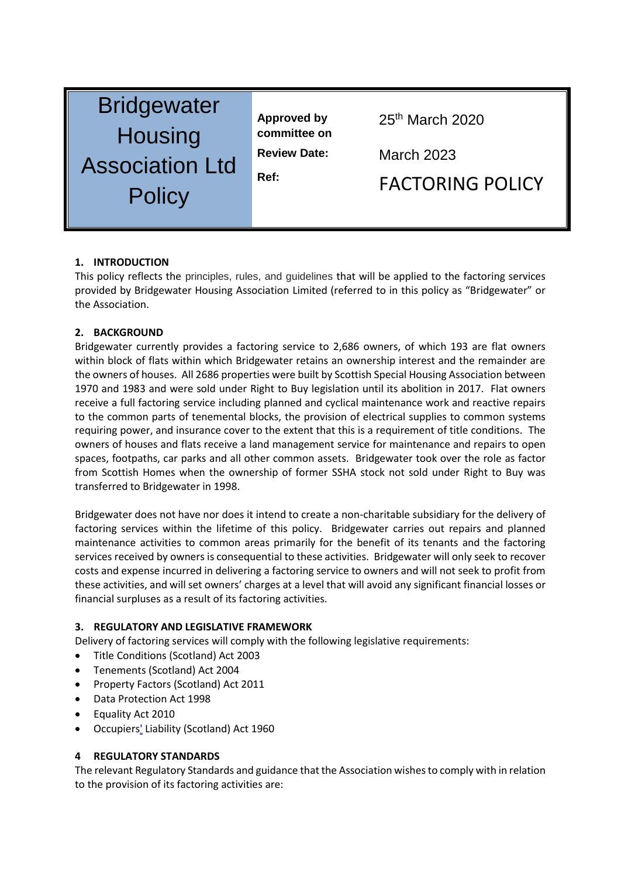| Bridgewater Housing Association Ltd Policy | Approved by committee on | 25th March 2020 |
| --- | --- | --- |
| | Review Date: | March 2023 |
| | Ref: | FACTORING POLICY |

## 1. INTRODUCTION

This policy reflects the principles, rules, and guidelines that will be applied to the factoring services provided by Bridgewater Housing Association Limited (referred to in this policy as "Bridgewater" or the Association.

## 2. BACKGROUND

Bridgewater currently provides a factoring service to 2,686 owners, of which 193 are flat owners within block of flats within which Bridgewater retains an ownership interest and the remainder are the owners of houses. All 2686 properties were built by Scottish Special Housing Association between 1970 and 1983 and were sold under Right to Buy legislation until its abolition in 2017. Flat owners receive a full factoring service including planned and cyclical maintenance work and reactive repairs to the common parts of tenemental blocks, the provision of electrical supplies to common systems requiring power, and insurance cover to the extent that this is a requirement of title conditions. The owners of houses and flats receive a land management service for maintenance and repairs to open spaces, footpaths, car parks and all other common assets. Bridgewater took over the role as factor from Scottish Homes when the ownership of former SSHA stock not sold under Right to Buy was transferred to Bridgewater in 1998.

Bridgewater does not have nor does it intend to create a non-charitable subsidiary for the delivery of factoring services within the lifetime of this policy. Bridgewater carries out repairs and planned maintenance activities to common areas primarily for the benefit of its tenants and the factoring services received by owners is consequential to these activities. Bridgewater will only seek to recover costs and expense incurred in delivering a factoring service to owners and will not seek to profit from these activities, and will set owners' charges at a level that will avoid any significant financial losses or financial surpluses as a result of its factoring activities.

## 3. REGULATORY AND LEGISLATIVE FRAMEWORK

Delivery of factoring services will comply with the following legislative requirements:

- Title Conditions (Scotland) Act 2003
- Tenements (Scotland) Act 2004
- Property Factors (Scotland) Act 2011
- Data Protection Act 1998
- Equality Act 2010
- Occupiers' Liability (Scotland) Act 1960

## 4 REGULATORY STANDARDS

The relevant Regulatory Standards and guidance that the Association wishes to comply with in relation to the provision of its factoring activities are: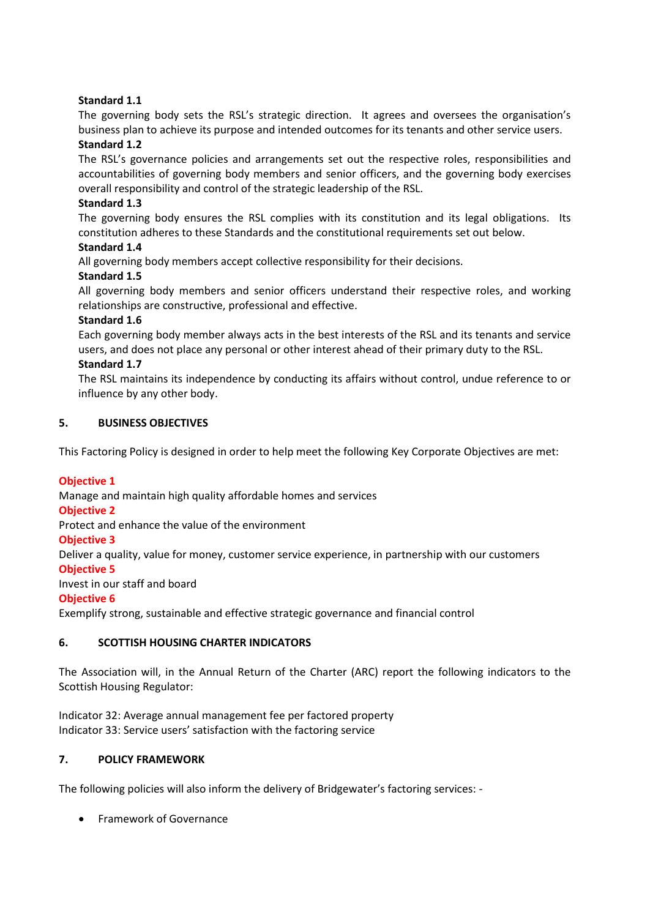**Standard 1.1**

The governing body sets the RSL's strategic direction. It agrees and oversees the organisation's business plan to achieve its purpose and intended outcomes for its tenants and other service users.

**Standard 1.2**

The RSL's governance policies and arrangements set out the respective roles, responsibilities and accountabilities of governing body members and senior officers, and the governing body exercises overall responsibility and control of the strategic leadership of the RSL.

**Standard 1.3**

The governing body ensures the RSL complies with its constitution and its legal obligations. Its constitution adheres to these Standards and the constitutional requirements set out below.

**Standard 1.4**

All governing body members accept collective responsibility for their decisions.

**Standard 1.5**

All governing body members and senior officers understand their respective roles, and working relationships are constructive, professional and effective.

**Standard 1.6**

Each governing body member always acts in the best interests of the RSL and its tenants and service users, and does not place any personal or other interest ahead of their primary duty to the RSL.

**Standard 1.7**

The RSL maintains its independence by conducting its affairs without control, undue reference to or influence by any other body.

## 5. BUSINESS OBJECTIVES

This Factoring Policy is designed in order to help meet the following Key Corporate Objectives are met:

**Objective 1**

Manage and maintain high quality affordable homes and services

**Objective 2**

Protect and enhance the value of the environment

**Objective 3**

Deliver a quality, value for money, customer service experience, in partnership with our customers

**Objective 5**

Invest in our staff and board

**Objective 6**

Exemplify strong, sustainable and effective strategic governance and financial control

## 6. SCOTTISH HOUSING CHARTER INDICATORS

The Association will, in the Annual Return of the Charter (ARC) report the following indicators to the Scottish Housing Regulator:

Indicator 32: Average annual management fee per factored property
Indicator 33: Service users' satisfaction with the factoring service

## 7. POLICY FRAMEWORK

The following policies will also inform the delivery of Bridgewater's factoring services: -

- Framework of Governance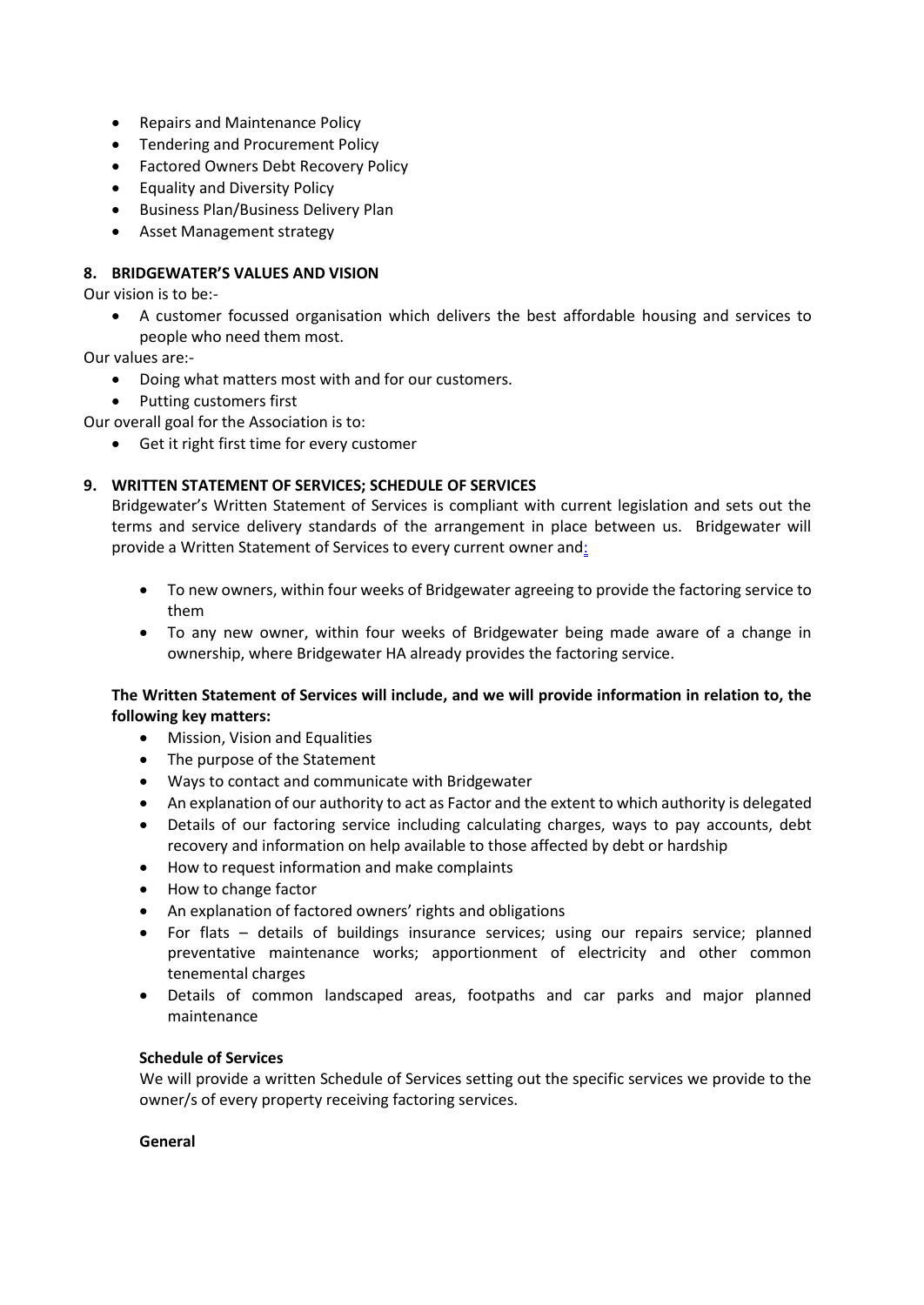- Repairs and Maintenance Policy
- Tendering and Procurement Policy
- Factored Owners Debt Recovery Policy
- Equality and Diversity Policy
- Business Plan/Business Delivery Plan
- Asset Management strategy

## 8. BRIDGEWATER'S VALUES AND VISION

Our vision is to be:-

- A customer focussed organisation which delivers the best affordable housing and services to people who need them most.

Our values are:-

- Doing what matters most with and for our customers.
- Putting customers first

Our overall goal for the Association is to:

- Get it right first time for every customer

## 9. WRITTEN STATEMENT OF SERVICES; SCHEDULE OF SERVICES

Bridgewater's Written Statement of Services is compliant with current legislation and sets out the terms and service delivery standards of the arrangement in place between us. Bridgewater will provide a Written Statement of Services to every current owner and:

- To new owners, within four weeks of Bridgewater agreeing to provide the factoring service to them
- To any new owner, within four weeks of Bridgewater being made aware of a change in ownership, where Bridgewater HA already provides the factoring service.

**The Written Statement of Services will include, and we will provide information in relation to, the following key matters:**

- Mission, Vision and Equalities
- The purpose of the Statement
- Ways to contact and communicate with Bridgewater
- An explanation of our authority to act as Factor and the extent to which authority is delegated
- Details of our factoring service including calculating charges, ways to pay accounts, debt recovery and information on help available to those affected by debt or hardship
- How to request information and make complaints
- How to change factor
- An explanation of factored owners' rights and obligations
- For flats – details of buildings insurance services; using our repairs service; planned preventative maintenance works; apportionment of electricity and other common tenemental charges
- Details of common landscaped areas, footpaths and car parks and major planned maintenance

**Schedule of Services**

We will provide a written Schedule of Services setting out the specific services we provide to the owner/s of every property receiving factoring services.

**General**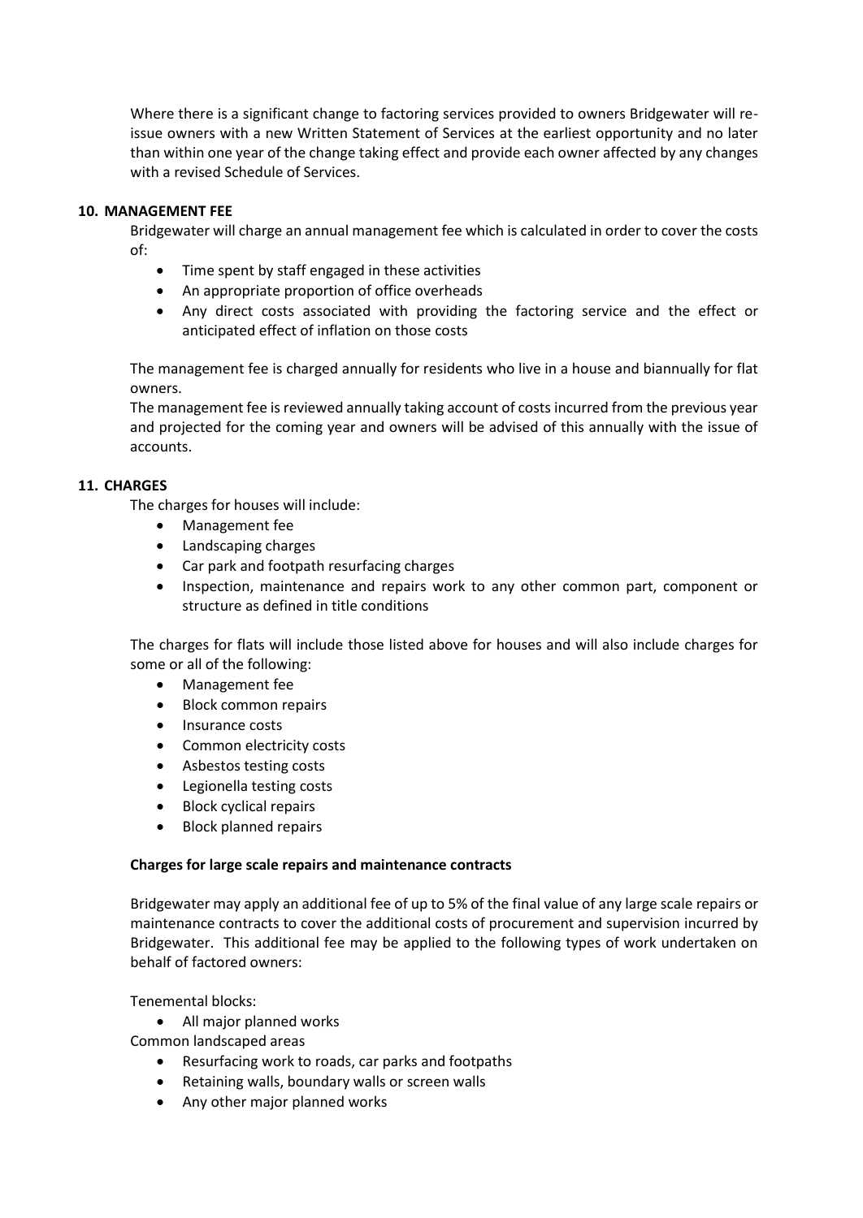Where there is a significant change to factoring services provided to owners Bridgewater will re-issue owners with a new Written Statement of Services at the earliest opportunity and no later than within one year of the change taking effect and provide each owner affected by any changes with a revised Schedule of Services.

## 10. MANAGEMENT FEE

Bridgewater will charge an annual management fee which is calculated in order to cover the costs of:

- Time spent by staff engaged in these activities
- An appropriate proportion of office overheads
- Any direct costs associated with providing the factoring service and the effect or anticipated effect of inflation on those costs

The management fee is charged annually for residents who live in a house and biannually for flat owners.

The management fee is reviewed annually taking account of costs incurred from the previous year and projected for the coming year and owners will be advised of this annually with the issue of accounts.

## 11. CHARGES

The charges for houses will include:

- Management fee
- Landscaping charges
- Car park and footpath resurfacing charges
- Inspection, maintenance and repairs work to any other common part, component or structure as defined in title conditions

The charges for flats will include those listed above for houses and will also include charges for some or all of the following:

- Management fee
- Block common repairs
- Insurance costs
- Common electricity costs
- Asbestos testing costs
- Legionella testing costs
- Block cyclical repairs
- Block planned repairs

### Charges for large scale repairs and maintenance contracts

Bridgewater may apply an additional fee of up to 5% of the final value of any large scale repairs or maintenance contracts to cover the additional costs of procurement and supervision incurred by Bridgewater. This additional fee may be applied to the following types of work undertaken on behalf of factored owners:

Tenemental blocks:

- All major planned works

Common landscaped areas

- Resurfacing work to roads, car parks and footpaths
- Retaining walls, boundary walls or screen walls
- Any other major planned works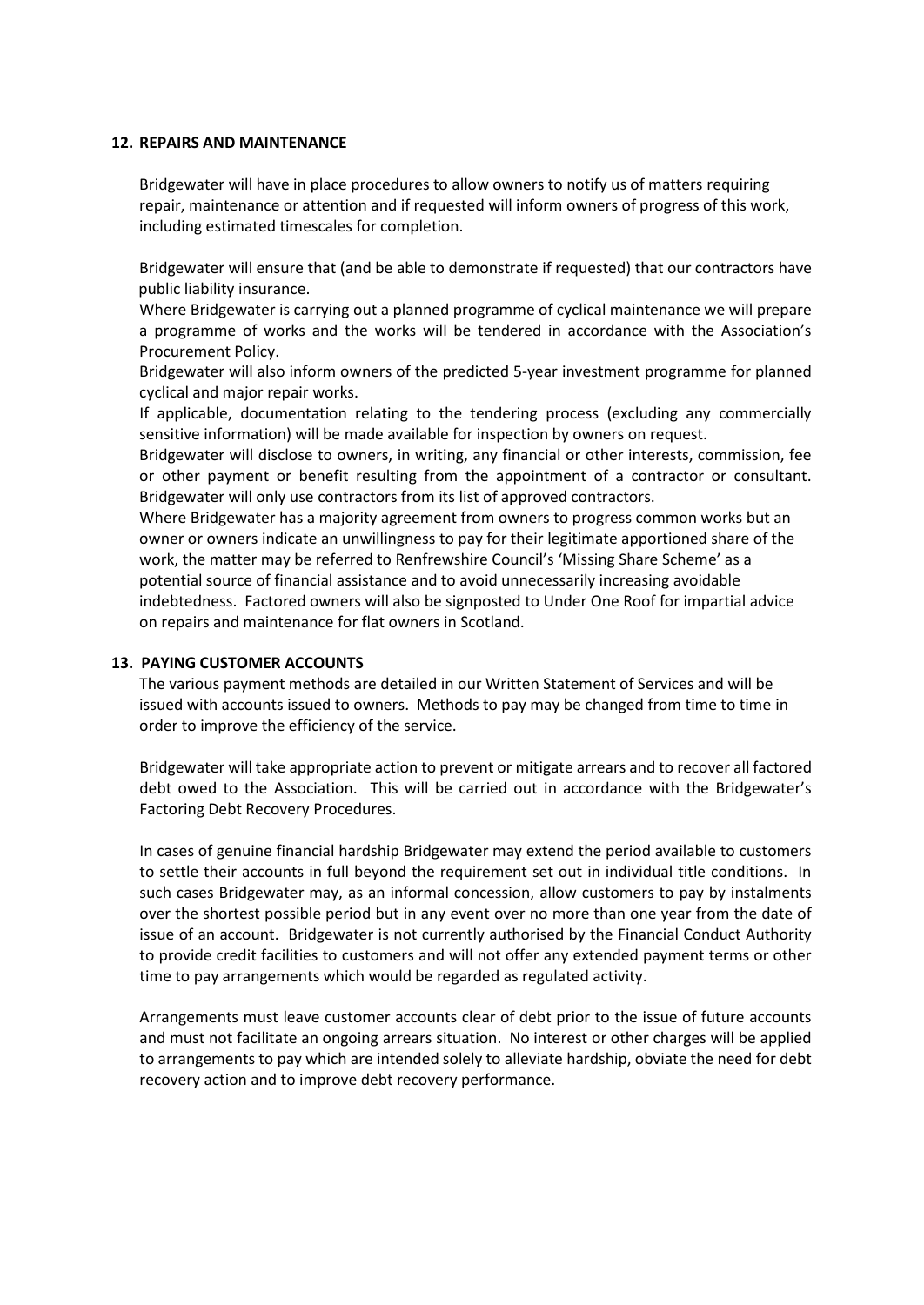## 12. REPAIRS AND MAINTENANCE

Bridgewater will have in place procedures to allow owners to notify us of matters requiring repair, maintenance or attention and if requested will inform owners of progress of this work, including estimated timescales for completion.

Bridgewater will ensure that (and be able to demonstrate if requested) that our contractors have public liability insurance.

Where Bridgewater is carrying out a planned programme of cyclical maintenance we will prepare a programme of works and the works will be tendered in accordance with the Association's Procurement Policy.

Bridgewater will also inform owners of the predicted 5-year investment programme for planned cyclical and major repair works.

If applicable, documentation relating to the tendering process (excluding any commercially sensitive information) will be made available for inspection by owners on request.

Bridgewater will disclose to owners, in writing, any financial or other interests, commission, fee or other payment or benefit resulting from the appointment of a contractor or consultant. Bridgewater will only use contractors from its list of approved contractors.

Where Bridgewater has a majority agreement from owners to progress common works but an owner or owners indicate an unwillingness to pay for their legitimate apportioned share of the work, the matter may be referred to Renfrewshire Council's 'Missing Share Scheme' as a potential source of financial assistance and to avoid unnecessarily increasing avoidable indebtedness. Factored owners will also be signposted to Under One Roof for impartial advice on repairs and maintenance for flat owners in Scotland.

## 13. PAYING CUSTOMER ACCOUNTS

The various payment methods are detailed in our Written Statement of Services and will be issued with accounts issued to owners. Methods to pay may be changed from time to time in order to improve the efficiency of the service.

Bridgewater will take appropriate action to prevent or mitigate arrears and to recover all factored debt owed to the Association. This will be carried out in accordance with the Bridgewater's Factoring Debt Recovery Procedures.

In cases of genuine financial hardship Bridgewater may extend the period available to customers to settle their accounts in full beyond the requirement set out in individual title conditions. In such cases Bridgewater may, as an informal concession, allow customers to pay by instalments over the shortest possible period but in any event over no more than one year from the date of issue of an account. Bridgewater is not currently authorised by the Financial Conduct Authority to provide credit facilities to customers and will not offer any extended payment terms or other time to pay arrangements which would be regarded as regulated activity.

Arrangements must leave customer accounts clear of debt prior to the issue of future accounts and must not facilitate an ongoing arrears situation. No interest or other charges will be applied to arrangements to pay which are intended solely to alleviate hardship, obviate the need for debt recovery action and to improve debt recovery performance.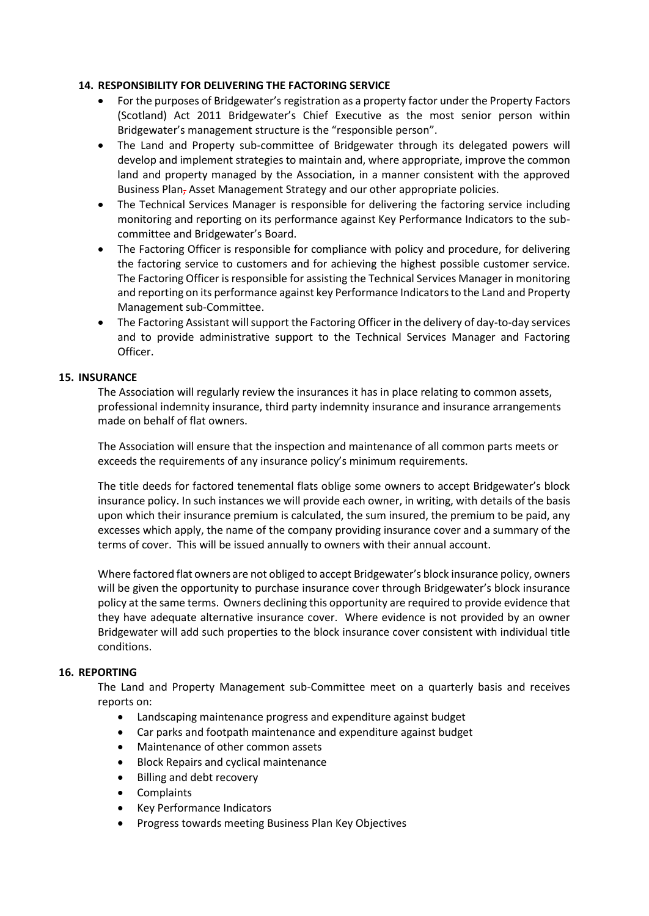## 14. RESPONSIBILITY FOR DELIVERING THE FACTORING SERVICE

- For the purposes of Bridgewater's registration as a property factor under the Property Factors (Scotland) Act 2011 Bridgewater's Chief Executive as the most senior person within Bridgewater's management structure is the "responsible person".
- The Land and Property sub-committee of Bridgewater through its delegated powers will develop and implement strategies to maintain and, where appropriate, improve the common land and property managed by the Association, in a manner consistent with the approved Business Plan, Asset Management Strategy and our other appropriate policies.
- The Technical Services Manager is responsible for delivering the factoring service including monitoring and reporting on its performance against Key Performance Indicators to the sub-committee and Bridgewater's Board.
- The Factoring Officer is responsible for compliance with policy and procedure, for delivering the factoring service to customers and for achieving the highest possible customer service. The Factoring Officer is responsible for assisting the Technical Services Manager in monitoring and reporting on its performance against key Performance Indicators to the Land and Property Management sub-Committee.
- The Factoring Assistant will support the Factoring Officer in the delivery of day-to-day services and to provide administrative support to the Technical Services Manager and Factoring Officer.

## 15. INSURANCE

The Association will regularly review the insurances it has in place relating to common assets, professional indemnity insurance, third party indemnity insurance and insurance arrangements made on behalf of flat owners.

The Association will ensure that the inspection and maintenance of all common parts meets or exceeds the requirements of any insurance policy's minimum requirements.

The title deeds for factored tenemental flats oblige some owners to accept Bridgewater's block insurance policy. In such instances we will provide each owner, in writing, with details of the basis upon which their insurance premium is calculated, the sum insured, the premium to be paid, any excesses which apply, the name of the company providing insurance cover and a summary of the terms of cover. This will be issued annually to owners with their annual account.

Where factored flat owners are not obliged to accept Bridgewater's block insurance policy, owners will be given the opportunity to purchase insurance cover through Bridgewater's block insurance policy at the same terms. Owners declining this opportunity are required to provide evidence that they have adequate alternative insurance cover. Where evidence is not provided by an owner Bridgewater will add such properties to the block insurance cover consistent with individual title conditions.

## 16. REPORTING

The Land and Property Management sub-Committee meet on a quarterly basis and receives reports on:

- Landscaping maintenance progress and expenditure against budget
- Car parks and footpath maintenance and expenditure against budget
- Maintenance of other common assets
- Block Repairs and cyclical maintenance
- Billing and debt recovery
- Complaints
- Key Performance Indicators
- Progress towards meeting Business Plan Key Objectives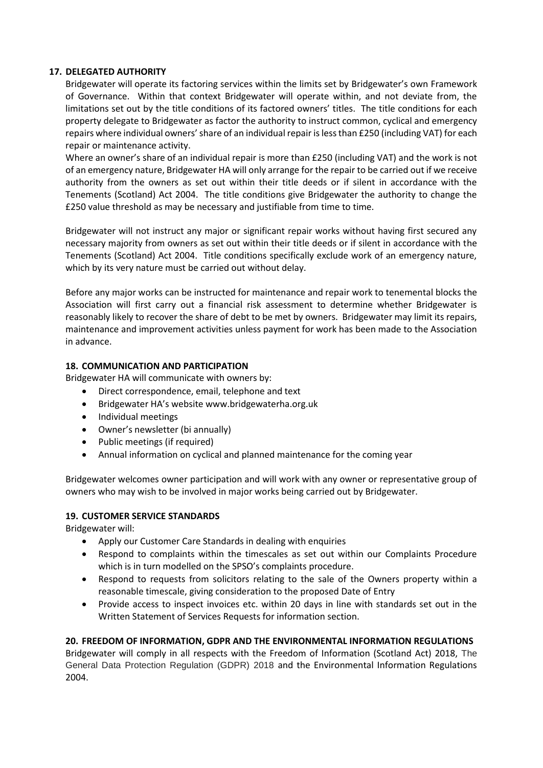### 17. DELEGATED AUTHORITY

Bridgewater will operate its factoring services within the limits set by Bridgewater's own Framework of Governance. Within that context Bridgewater will operate within, and not deviate from, the limitations set out by the title conditions of its factored owners' titles. The title conditions for each property delegate to Bridgewater as factor the authority to instruct common, cyclical and emergency repairs where individual owners' share of an individual repair is less than £250 (including VAT) for each repair or maintenance activity.

Where an owner's share of an individual repair is more than £250 (including VAT) and the work is not of an emergency nature, Bridgewater HA will only arrange for the repair to be carried out if we receive authority from the owners as set out within their title deeds or if silent in accordance with the Tenements (Scotland) Act 2004. The title conditions give Bridgewater the authority to change the £250 value threshold as may be necessary and justifiable from time to time.

Bridgewater will not instruct any major or significant repair works without having first secured any necessary majority from owners as set out within their title deeds or if silent in accordance with the Tenements (Scotland) Act 2004. Title conditions specifically exclude work of an emergency nature, which by its very nature must be carried out without delay.

Before any major works can be instructed for maintenance and repair work to tenemental blocks the Association will first carry out a financial risk assessment to determine whether Bridgewater is reasonably likely to recover the share of debt to be met by owners. Bridgewater may limit its repairs, maintenance and improvement activities unless payment for work has been made to the Association in advance.

### 18. COMMUNICATION AND PARTICIPATION

Bridgewater HA will communicate with owners by:

- Direct correspondence, email, telephone and text
- Bridgewater HA's website www.bridgewaterha.org.uk
- Individual meetings
- Owner's newsletter (bi annually)
- Public meetings (if required)
- Annual information on cyclical and planned maintenance for the coming year

Bridgewater welcomes owner participation and will work with any owner or representative group of owners who may wish to be involved in major works being carried out by Bridgewater.

### 19. CUSTOMER SERVICE STANDARDS

Bridgewater will:

- Apply our Customer Care Standards in dealing with enquiries
- Respond to complaints within the timescales as set out within our Complaints Procedure which is in turn modelled on the SPSO's complaints procedure.
- Respond to requests from solicitors relating to the sale of the Owners property within a reasonable timescale, giving consideration to the proposed Date of Entry
- Provide access to inspect invoices etc. within 20 days in line with standards set out in the Written Statement of Services Requests for information section.

### 20. FREEDOM OF INFORMATION, GDPR AND THE ENVIRONMENTAL INFORMATION REGULATIONS

Bridgewater will comply in all respects with the Freedom of Information (Scotland Act) 2018, The General Data Protection Regulation (GDPR) 2018 and the Environmental Information Regulations 2004.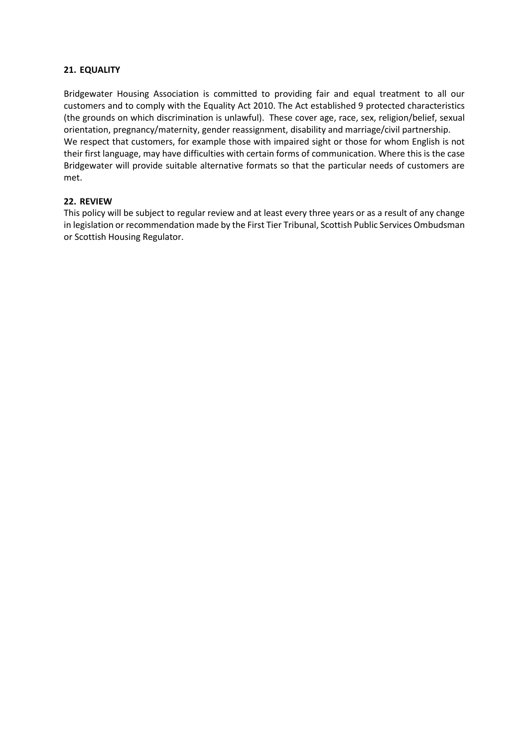## 21. EQUALITY

Bridgewater Housing Association is committed to providing fair and equal treatment to all our customers and to comply with the Equality Act 2010. The Act established 9 protected characteristics (the grounds on which discrimination is unlawful). These cover age, race, sex, religion/belief, sexual orientation, pregnancy/maternity, gender reassignment, disability and marriage/civil partnership.
We respect that customers, for example those with impaired sight or those for whom English is not their first language, may have difficulties with certain forms of communication. Where this is the case Bridgewater will provide suitable alternative formats so that the particular needs of customers are met.

## 22. REVIEW

This policy will be subject to regular review and at least every three years or as a result of any change in legislation or recommendation made by the First Tier Tribunal, Scottish Public Services Ombudsman or Scottish Housing Regulator.